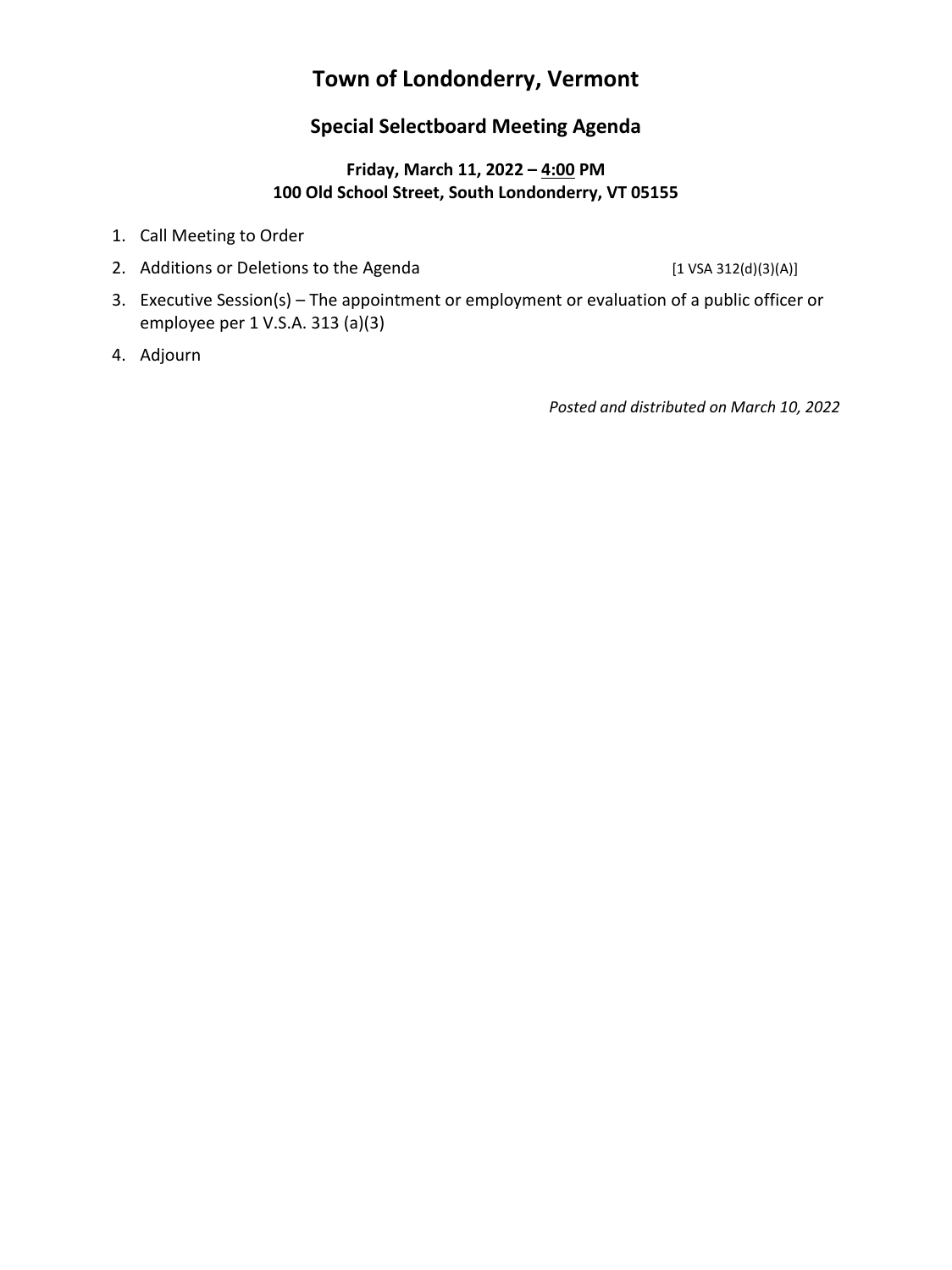# Town of Londonderry, Vermont

## Special Selectboard Meeting Agenda

### Friday, March 11, 2022 – 4:00 PM
### 100 Old School Street, South Londonderry, VT 05155

1. Call Meeting to Order
2. Additions or Deletions to the Agenda [1 VSA 312(d)(3)(A)]
3. Executive Session(s) – The appointment or employment or evaluation of a public officer or employee per 1 V.S.A. 313 (a)(3)
4. Adjourn

*Posted and distributed on March 10, 2022*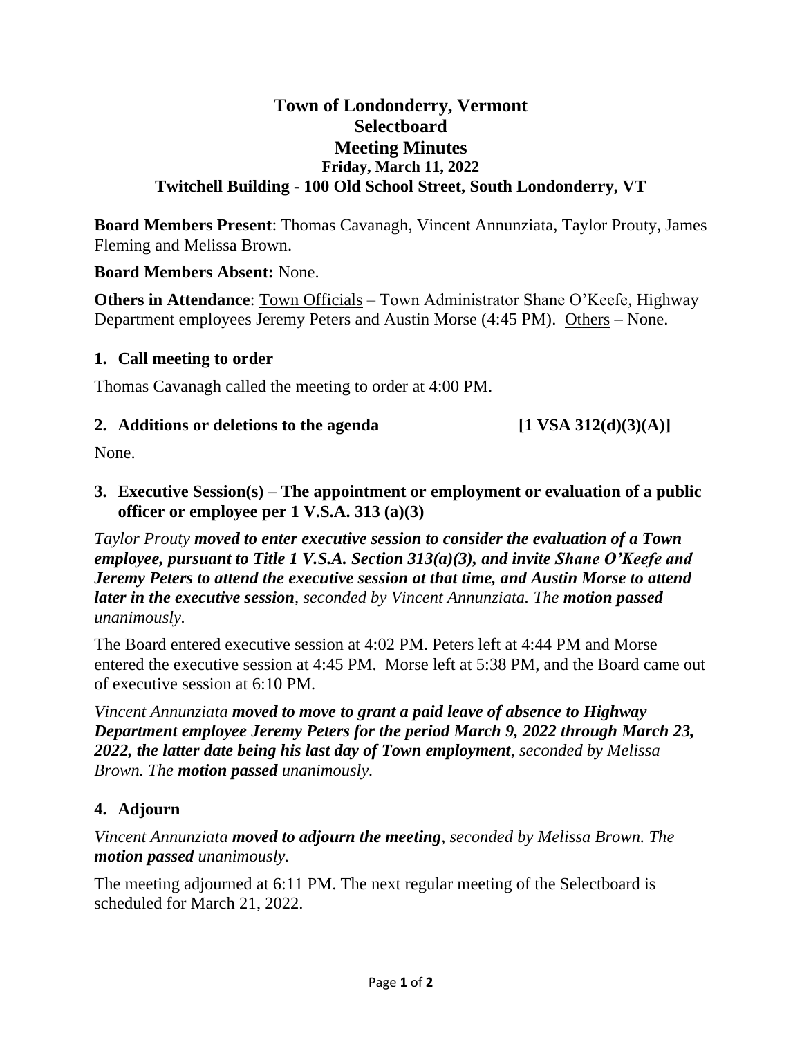# Town of Londonderry, Vermont
# Selectboard
# Meeting Minutes
### Friday, March 11, 2022
### Twitchell Building - 100 Old School Street, South Londonderry, VT

**Board Members Present**: Thomas Cavanagh, Vincent Annunziata, Taylor Prouty, James Fleming and Melissa Brown.

**Board Members Absent:** None.

**Others in Attendance**: Town Officials – Town Administrator Shane O'Keefe, Highway Department employees Jeremy Peters and Austin Morse (4:45 PM). Others – None.

## 1. Call meeting to order

Thomas Cavanagh called the meeting to order at 4:00 PM.

## 2. Additions or deletions to the agenda [1 VSA 312(d)(3)(A)]

None.

## 3. Executive Session(s) – The appointment or employment or evaluation of a public officer or employee per 1 V.S.A. 313 (a)(3)

*Taylor Prouty* ***moved to enter executive session to consider the evaluation of a Town employee, pursuant to Title 1 V.S.A. Section 313(a)(3), and invite Shane O'Keefe and Jeremy Peters to attend the executive session at that time, and Austin Morse to attend later in the executive session****, seconded by Vincent Annunziata. The* ***motion passed*** *unanimously.*

The Board entered executive session at 4:02 PM. Peters left at 4:44 PM and Morse entered the executive session at 4:45 PM. Morse left at 5:38 PM, and the Board came out of executive session at 6:10 PM.

*Vincent Annunziata* ***moved to move to grant a paid leave of absence to Highway Department employee Jeremy Peters for the period March 9, 2022 through March 23, 2022, the latter date being his last day of Town employment****, seconded by Melissa Brown. The* ***motion passed*** *unanimously.*

## 4. Adjourn

*Vincent Annunziata* ***moved to adjourn the meeting****, seconded by Melissa Brown. The* ***motion passed*** *unanimously.*

The meeting adjourned at 6:11 PM. The next regular meeting of the Selectboard is scheduled for March 21, 2022.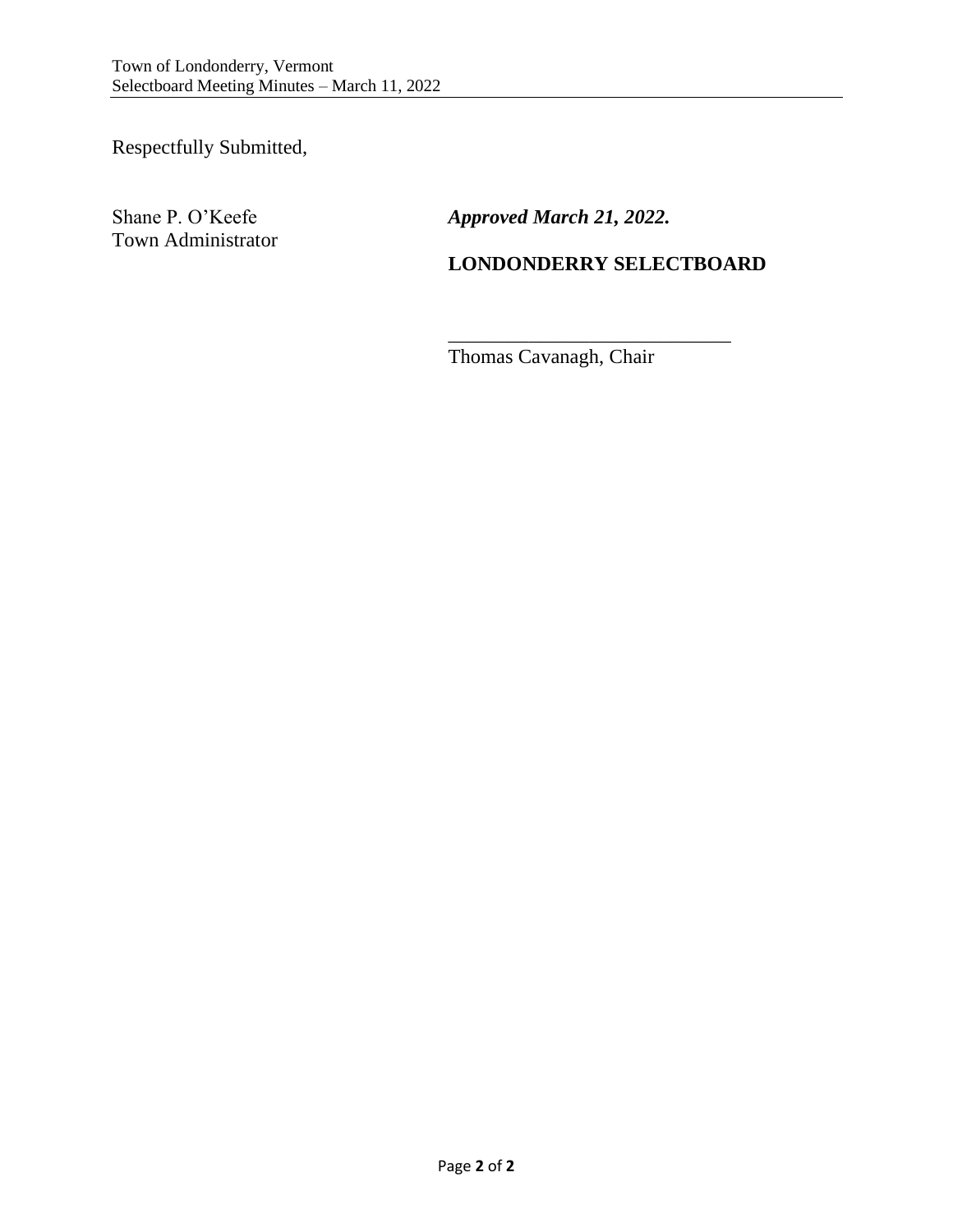Respectfully Submitted,

Shane P. O'Keefe
Town Administrator

***Approved March 21, 2022.***

**LONDONDERRY SELECTBOARD**

\_\_\_\_\_\_\_\_\_\_\_\_\_\_\_\_\_\_\_\_\_\_\_\_\_\_\_\_\_\_

Thomas Cavanagh, Chair